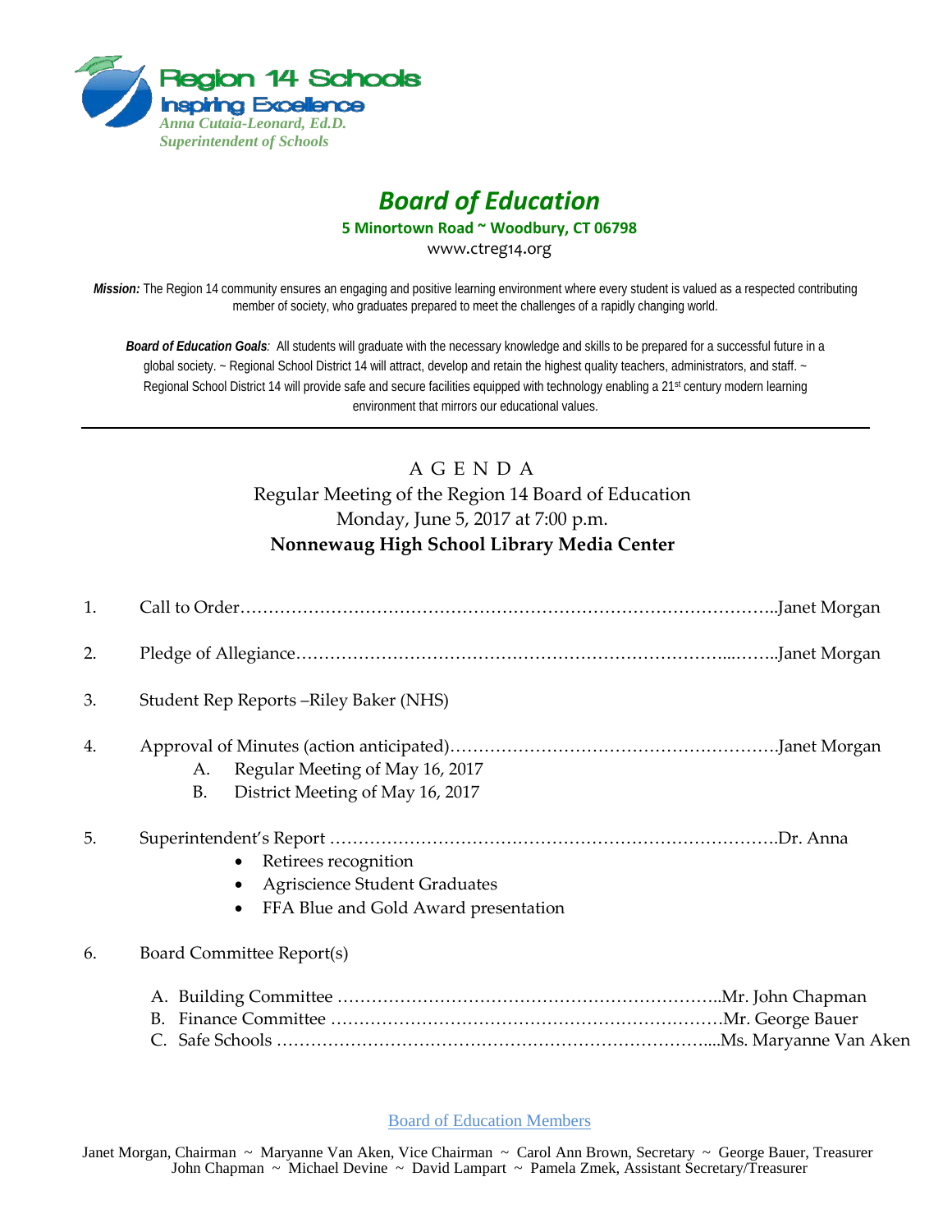Region 14 Schools
Inspiring Excellence
*Anna Cutaia-Leonard, Ed.D.*
*Superintendent of Schools*

# *Board of Education*

**5 Minortown Road ~ Woodbury, CT 06798**

www.ctreg14.org

***Mission:*** The Region 14 community ensures an engaging and positive learning environment where every student is valued as a respected contributing member of society, who graduates prepared to meet the challenges of a rapidly changing world.

***Board of Education Goals**:* All students will graduate with the necessary knowledge and skills to be prepared for a successful future in a global society. ~ Regional School District 14 will attract, develop and retain the highest quality teachers, administrators, and staff. ~ Regional School District 14 will provide safe and secure facilities equipped with technology enabling a 21st century modern learning environment that mirrors our educational values.

---

## A G E N D A

Regular Meeting of the Region 14 Board of Education
Monday, June 5, 2017 at 7:00 p.m.
**Nonnewaug High School Library Media Center**

1. Call to Order……………………………………………………………………………..Janet Morgan

2. Pledge of Allegiance………………………………………………………………...……..Janet Morgan

3. Student Rep Reports –Riley Baker (NHS)

4. Approval of Minutes (action anticipated)…………………………………………………Janet Morgan
   - A. Regular Meeting of May 16, 2017
   - B. District Meeting of May 16, 2017

5. Superintendent's Report ……………………………………………………………………Dr. Anna
   - Retirees recognition
   - Agriscience Student Graduates
   - FFA Blue and Gold Award presentation

6. Board Committee Report(s)

   - A. Building Committee …………………………………………………………..Mr. John Chapman
   - B. Finance Committee ……………………………………………………………Mr. George Bauer
   - C. Safe Schools ……………………………………………………………………....Ms. Maryanne Van Aken

Board of Education Members

Janet Morgan, Chairman ~ Maryanne Van Aken, Vice Chairman ~ Carol Ann Brown, Secretary ~ George Bauer, Treasurer
John Chapman ~ Michael Devine ~ David Lampart ~ Pamela Zmek, Assistant Secretary/Treasurer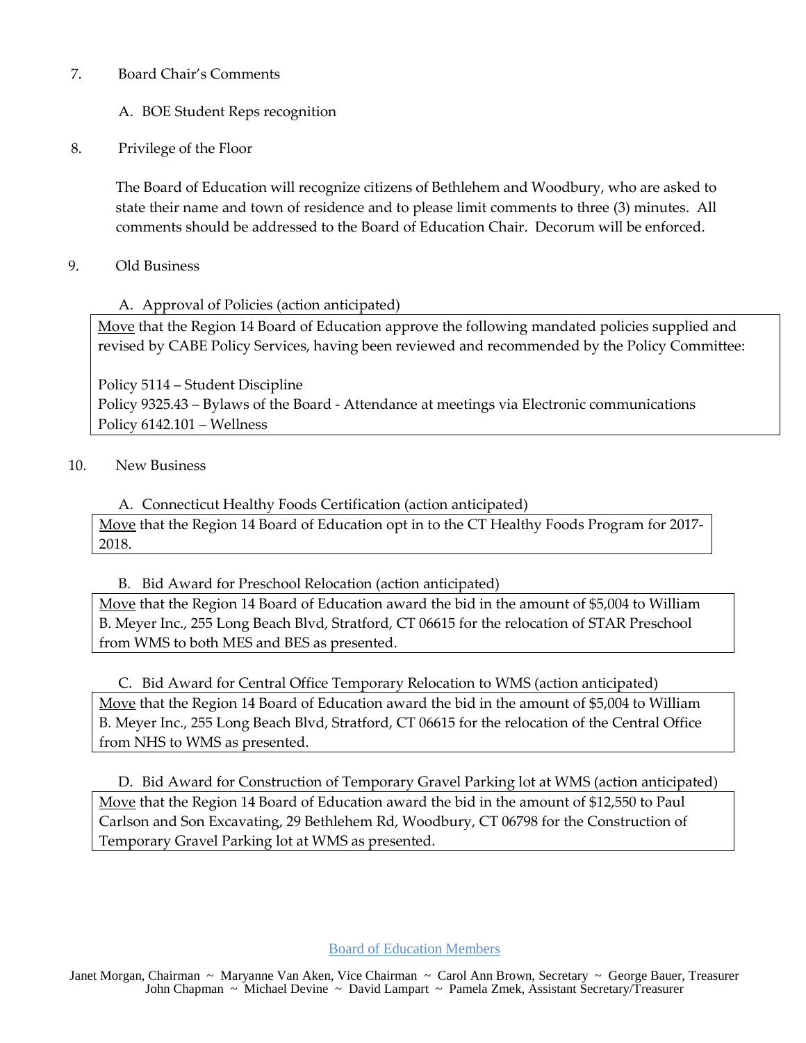7. Board Chair's Comments

   A. BOE Student Reps recognition

8. Privilege of the Floor

   The Board of Education will recognize citizens of Bethlehem and Woodbury, who are asked to state their name and town of residence and to please limit comments to three (3) minutes. All comments should be addressed to the Board of Education Chair. Decorum will be enforced.

9. Old Business

   A. Approval of Policies (action anticipated)

> Move that the Region 14 Board of Education approve the following mandated policies supplied and revised by CABE Policy Services, having been reviewed and recommended by the Policy Committee:
>
> Policy 5114 – Student Discipline
> Policy 9325.43 – Bylaws of the Board - Attendance at meetings via Electronic communications
> Policy 6142.101 – Wellness

10. New Business

    A. Connecticut Healthy Foods Certification (action anticipated)

> Move that the Region 14 Board of Education opt in to the CT Healthy Foods Program for 2017-2018.

    B. Bid Award for Preschool Relocation (action anticipated)

> Move that the Region 14 Board of Education award the bid in the amount of $5,004 to William B. Meyer Inc., 255 Long Beach Blvd, Stratford, CT 06615 for the relocation of STAR Preschool from WMS to both MES and BES as presented.

    C. Bid Award for Central Office Temporary Relocation to WMS (action anticipated)

> Move that the Region 14 Board of Education award the bid in the amount of $5,004 to William B. Meyer Inc., 255 Long Beach Blvd, Stratford, CT 06615 for the relocation of the Central Office from NHS to WMS as presented.

    D. Bid Award for Construction of Temporary Gravel Parking lot at WMS (action anticipated)

> Move that the Region 14 Board of Education award the bid in the amount of $12,550 to Paul Carlson and Son Excavating, 29 Bethlehem Rd, Woodbury, CT 06798 for the Construction of Temporary Gravel Parking lot at WMS as presented.

Board of Education Members

Janet Morgan, Chairman ~ Maryanne Van Aken, Vice Chairman ~ Carol Ann Brown, Secretary ~ George Bauer, Treasurer
John Chapman ~ Michael Devine ~ David Lampart ~ Pamela Zmek, Assistant Secretary/Treasurer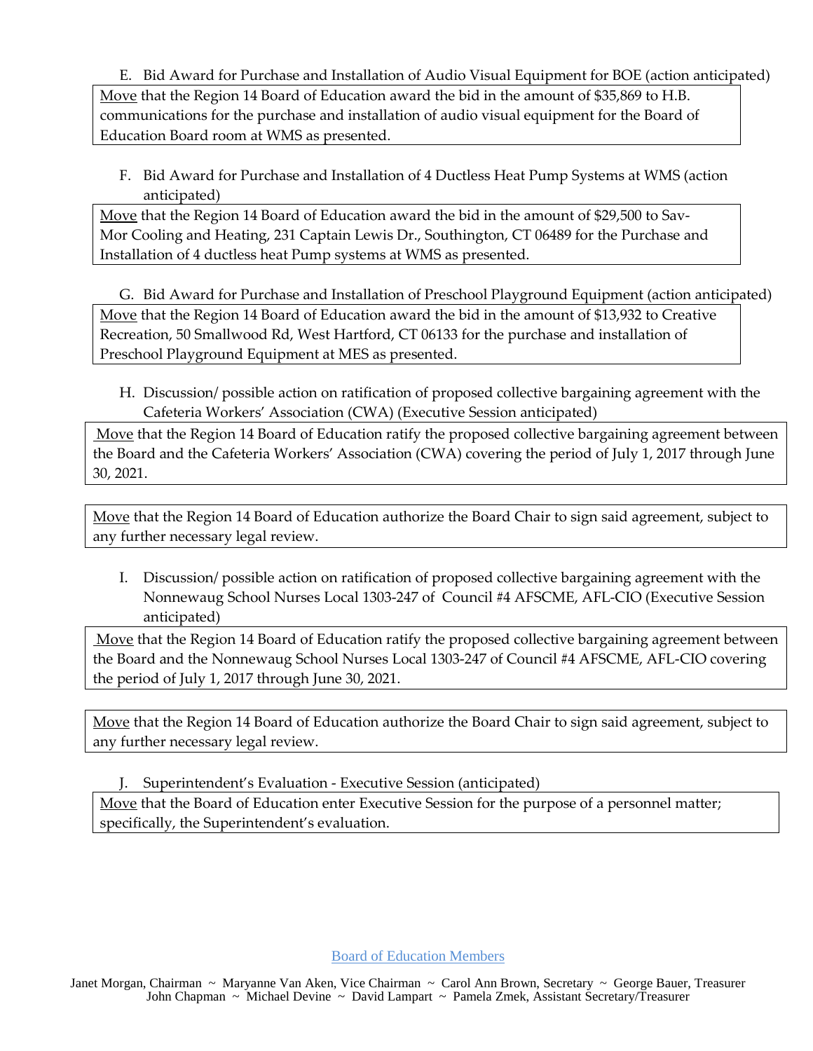E. Bid Award for Purchase and Installation of Audio Visual Equipment for BOE (action anticipated)

<u>Move</u> that the Region 14 Board of Education award the bid in the amount of $35,869 to H.B. communications for the purchase and installation of audio visual equipment for the Board of Education Board room at WMS as presented.

F. Bid Award for Purchase and Installation of 4 Ductless Heat Pump Systems at WMS (action anticipated)

<u>Move</u> that the Region 14 Board of Education award the bid in the amount of $29,500 to Sav-Mor Cooling and Heating, 231 Captain Lewis Dr., Southington, CT 06489 for the Purchase and Installation of 4 ductless heat Pump systems at WMS as presented.

G. Bid Award for Purchase and Installation of Preschool Playground Equipment (action anticipated)

<u>Move</u> that the Region 14 Board of Education award the bid in the amount of $13,932 to Creative Recreation, 50 Smallwood Rd, West Hartford, CT 06133 for the purchase and installation of Preschool Playground Equipment at MES as presented.

H. Discussion/ possible action on ratification of proposed collective bargaining agreement with the Cafeteria Workers' Association (CWA) (Executive Session anticipated)

<u>Move</u> that the Region 14 Board of Education ratify the proposed collective bargaining agreement between the Board and the Cafeteria Workers' Association (CWA) covering the period of July 1, 2017 through June 30, 2021.

<u>Move</u> that the Region 14 Board of Education authorize the Board Chair to sign said agreement, subject to any further necessary legal review.

I. Discussion/ possible action on ratification of proposed collective bargaining agreement with the Nonnewaug School Nurses Local 1303-247 of Council #4 AFSCME, AFL-CIO (Executive Session anticipated)

<u>Move</u> that the Region 14 Board of Education ratify the proposed collective bargaining agreement between the Board and the Nonnewaug School Nurses Local 1303-247 of Council #4 AFSCME, AFL-CIO covering the period of July 1, 2017 through June 30, 2021.

<u>Move</u> that the Region 14 Board of Education authorize the Board Chair to sign said agreement, subject to any further necessary legal review.

J. Superintendent's Evaluation - Executive Session (anticipated)

<u>Move</u> that the Board of Education enter Executive Session for the purpose of a personnel matter; specifically, the Superintendent's evaluation.

Board of Education Members

Janet Morgan, Chairman ~ Maryanne Van Aken, Vice Chairman ~ Carol Ann Brown, Secretary ~ George Bauer, Treasurer
John Chapman ~ Michael Devine ~ David Lampart ~ Pamela Zmek, Assistant Secretary/Treasurer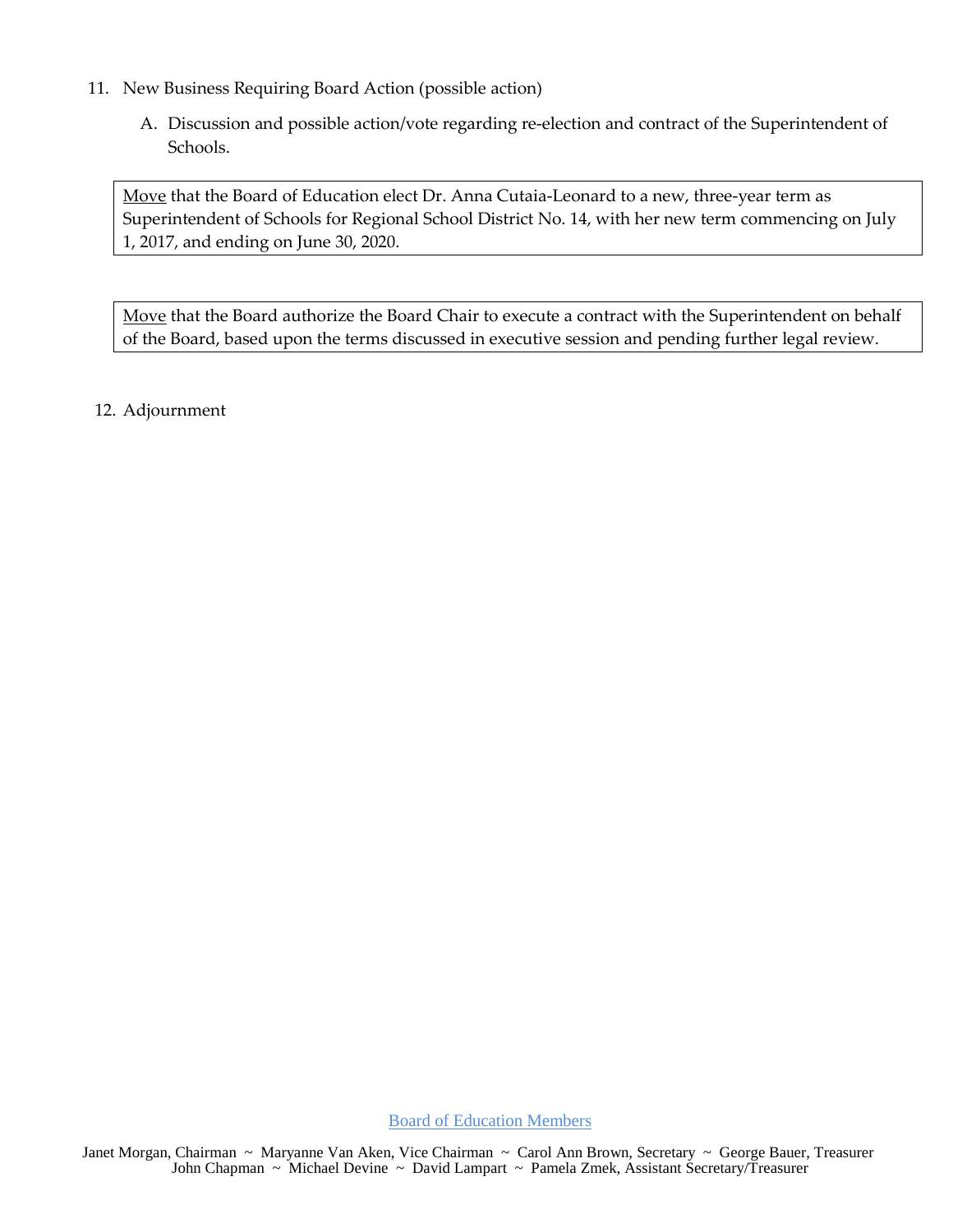11. New Business Requiring Board Action (possible action)

    A. Discussion and possible action/vote regarding re-election and contract of the Superintendent of Schools.

> Move that the Board of Education elect Dr. Anna Cutaia-Leonard to a new, three-year term as Superintendent of Schools for Regional School District No. 14, with her new term commencing on July 1, 2017, and ending on June 30, 2020.

> Move that the Board authorize the Board Chair to execute a contract with the Superintendent on behalf of the Board, based upon the terms discussed in executive session and pending further legal review.

12. Adjournment

Board of Education Members

Janet Morgan, Chairman ~ Maryanne Van Aken, Vice Chairman ~ Carol Ann Brown, Secretary ~ George Bauer, Treasurer
John Chapman ~ Michael Devine ~ David Lampart ~ Pamela Zmek, Assistant Secretary/Treasurer